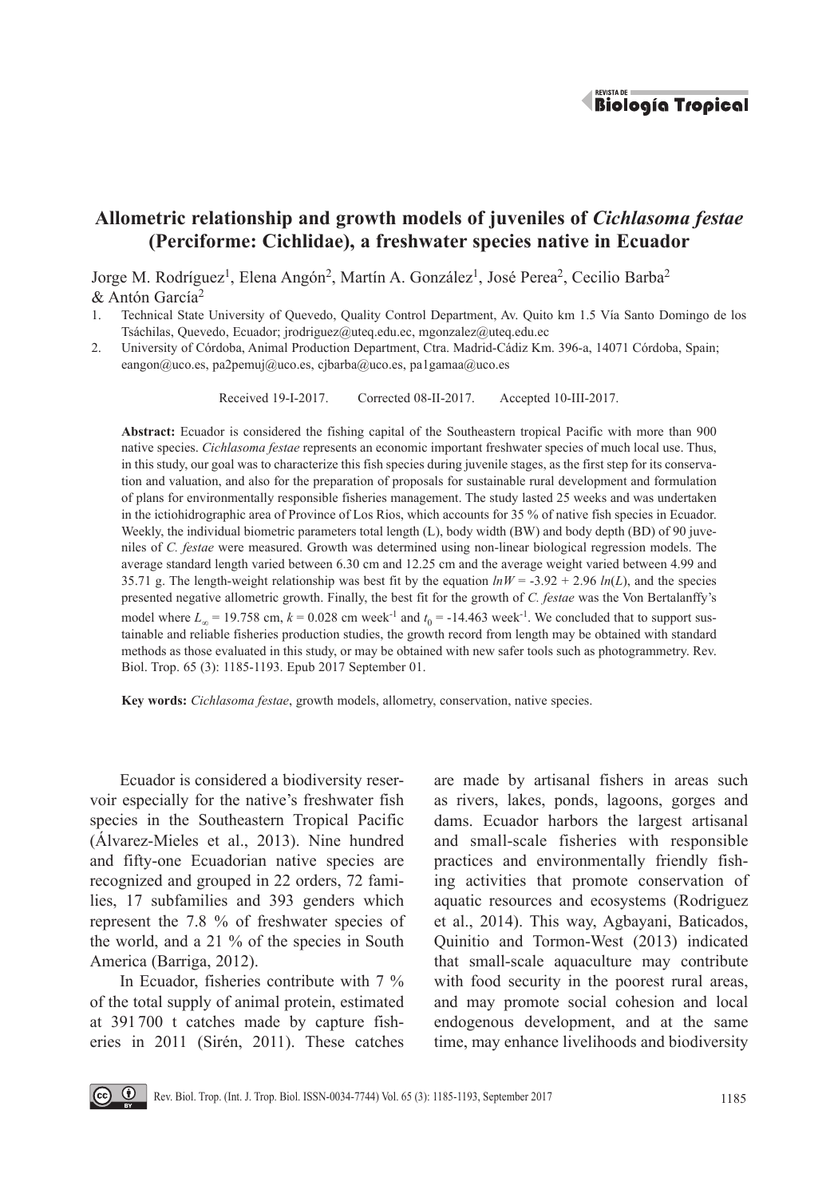# Allometric relationship and growth models of juveniles of *Cichlasoma festae* (Perciforme: Cichlidae), a freshwater species native in Ecuador

Jorge M. Rodríguez[1], Elena Angón[2], Martín A. González[1], José Perea[2], Cecilio Barba[2] & Antón García[2]

1. Technical State University of Quevedo, Quality Control Department, Av. Quito km 1.5 Vía Santo Domingo de los Tsáchilas, Quevedo, Ecuador; jrodriguez@uteq.edu.ec, mgonzalez@uteq.edu.ec
2. University of Córdoba, Animal Production Department, Ctra. Madrid-Cádiz Km. 396-a, 14071 Córdoba, Spain; eangon@uco.es, pa2pemuj@uco.es, cjbarba@uco.es, pa1gamaa@uco.es

Received 19-I-2017. Corrected 08-II-2017. Accepted 10-III-2017.

**Abstract:** Ecuador is considered the fishing capital of the Southeastern tropical Pacific with more than 900 native species. *Cichlasoma festae* represents an economic important freshwater species of much local use. Thus, in this study, our goal was to characterize this fish species during juvenile stages, as the first step for its conservation and valuation, and also for the preparation of proposals for sustainable rural development and formulation of plans for environmentally responsible fisheries management. The study lasted 25 weeks and was undertaken in the ictiohidrographic area of Province of Los Rios, which accounts for 35 % of native fish species in Ecuador. Weekly, the individual biometric parameters total length (L), body width (BW) and body depth (BD) of 90 juveniles of *C. festae* were measured. Growth was determined using non-linear biological regression models. The average standard length varied between 6.30 cm and 12.25 cm and the average weight varied between 4.99 and 35.71 g. The length-weight relationship was best fit by the equation $lnW = -3.92 + 2.96\ ln(L)$, and the species presented negative allometric growth. Finally, the best fit for the growth of *C. festae* was the Von Bertalanffy's model where $L_\infty = 19.758$ cm, $k = 0.028$ cm week$^{-1}$ and $t_0 = -14.463$ week$^{-1}$. We concluded that to support sustainable and reliable fisheries production studies, the growth record from length may be obtained with standard methods as those evaluated in this study, or may be obtained with new safer tools such as photogrammetry. Rev. Biol. Trop. 65 (3): 1185-1193. Epub 2017 September 01.

**Key words:** *Cichlasoma festae*, growth models, allometry, conservation, native species.

Ecuador is considered a biodiversity reservoir especially for the native's freshwater fish species in the Southeastern Tropical Pacific (Álvarez-Mieles et al., 2013). Nine hundred and fifty-one Ecuadorian native species are recognized and grouped in 22 orders, 72 families, 17 subfamilies and 393 genders which represent the 7.8 % of freshwater species of the world, and a 21 % of the species in South America (Barriga, 2012).

In Ecuador, fisheries contribute with 7 % of the total supply of animal protein, estimated at 391 700 t catches made by capture fisheries in 2011 (Sirén, 2011). These catches are made by artisanal fishers in areas such as rivers, lakes, ponds, lagoons, gorges and dams. Ecuador harbors the largest artisanal and small-scale fisheries with responsible practices and environmentally friendly fishing activities that promote conservation of aquatic resources and ecosystems (Rodriguez et al., 2014). This way, Agbayani, Baticados, Quinitio and Tormon-West (2013) indicated that small-scale aquaculture may contribute with food security in the poorest rural areas, and may promote social cohesion and local endogenous development, and at the same time, may enhance livelihoods and biodiversity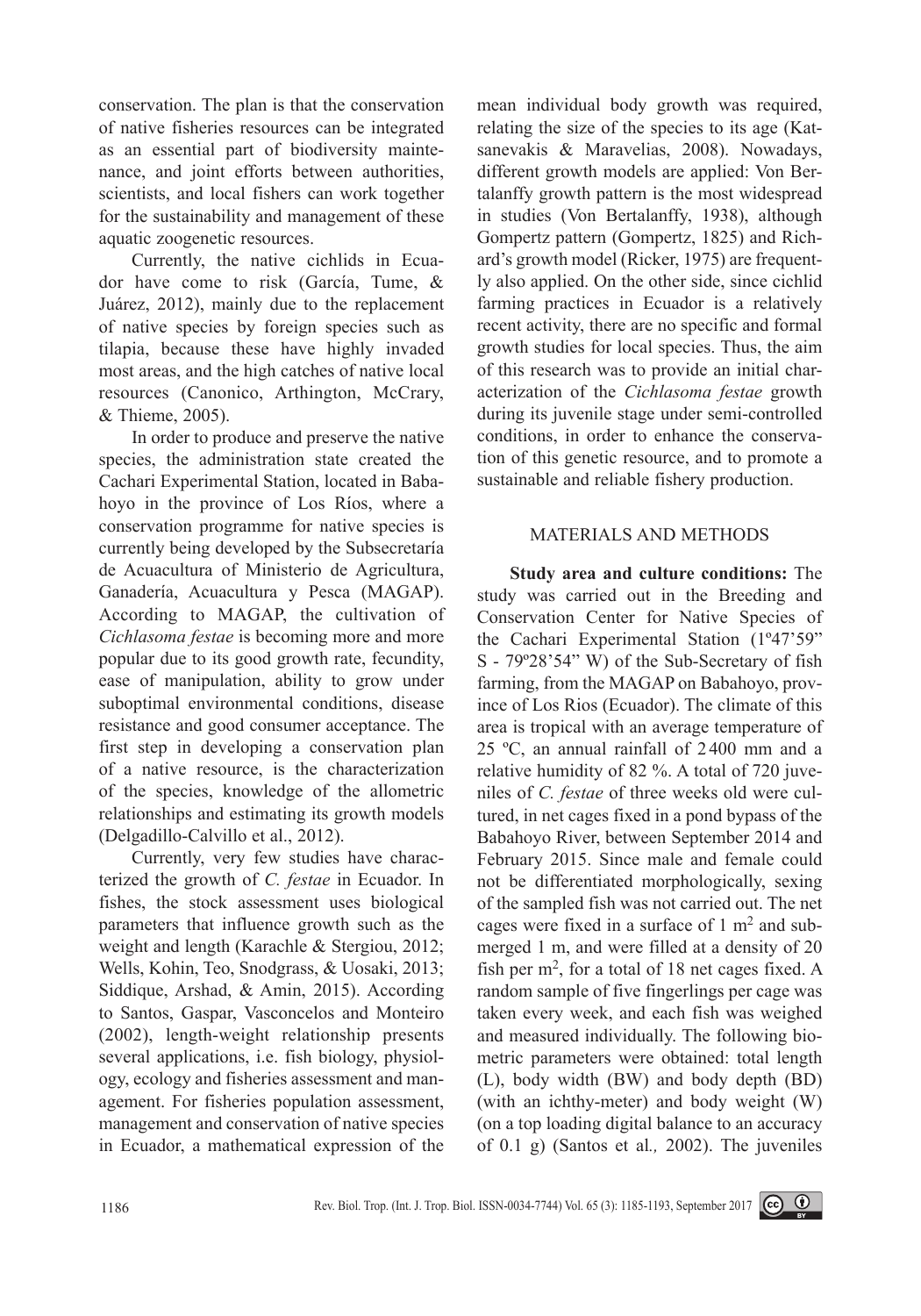conservation. The plan is that the conservation of native fisheries resources can be integrated as an essential part of biodiversity maintenance, and joint efforts between authorities, scientists, and local fishers can work together for the sustainability and management of these aquatic zoogenetic resources.

Currently, the native cichlids in Ecuador have come to risk (García, Tume, & Juárez, 2012), mainly due to the replacement of native species by foreign species such as tilapia, because these have highly invaded most areas, and the high catches of native local resources (Canonico, Arthington, McCrary, & Thieme, 2005).

In order to produce and preserve the native species, the administration state created the Cachari Experimental Station, located in Babahoyo in the province of Los Ríos, where a conservation programme for native species is currently being developed by the Subsecretaría de Acuacultura of Ministerio de Agricultura, Ganadería, Acuacultura y Pesca (MAGAP). According to MAGAP, the cultivation of *Cichlasoma festae* is becoming more and more popular due to its good growth rate, fecundity, ease of manipulation, ability to grow under suboptimal environmental conditions, disease resistance and good consumer acceptance. The first step in developing a conservation plan of a native resource, is the characterization of the species, knowledge of the allometric relationships and estimating its growth models (Delgadillo-Calvillo et al., 2012).

Currently, very few studies have characterized the growth of *C. festae* in Ecuador. In fishes, the stock assessment uses biological parameters that influence growth such as the weight and length (Karachle & Stergiou, 2012; Wells, Kohin, Teo, Snodgrass, & Uosaki, 2013; Siddique, Arshad, & Amin, 2015). According to Santos, Gaspar, Vasconcelos and Monteiro (2002), length-weight relationship presents several applications, i.e. fish biology, physiology, ecology and fisheries assessment and management. For fisheries population assessment, management and conservation of native species in Ecuador, a mathematical expression of the mean individual body growth was required, relating the size of the species to its age (Katsanevakis & Maravelias, 2008). Nowadays, different growth models are applied: Von Bertalanffy growth pattern is the most widespread in studies (Von Bertalanffy, 1938), although Gompertz pattern (Gompertz, 1825) and Richard's growth model (Ricker, 1975) are frequently also applied. On the other side, since cichlid farming practices in Ecuador is a relatively recent activity, there are no specific and formal growth studies for local species. Thus, the aim of this research was to provide an initial characterization of the *Cichlasoma festae* growth during its juvenile stage under semi-controlled conditions, in order to enhance the conservation of this genetic resource, and to promote a sustainable and reliable fishery production.

## MATERIALS AND METHODS

**Study area and culture conditions:** The study was carried out in the Breeding and Conservation Center for Native Species of the Cachari Experimental Station (1º47'59" S - 79º28'54" W) of the Sub-Secretary of fish farming, from the MAGAP on Babahoyo, province of Los Rios (Ecuador). The climate of this area is tropical with an average temperature of 25 ºC, an annual rainfall of 2 400 mm and a relative humidity of 82 %. A total of 720 juveniles of *C. festae* of three weeks old were cultured, in net cages fixed in a pond bypass of the Babahoyo River, between September 2014 and February 2015. Since male and female could not be differentiated morphologically, sexing of the sampled fish was not carried out. The net cages were fixed in a surface of 1 $m^2$ and submerged 1 m, and were filled at a density of 20 fish per $m^2$, for a total of 18 net cages fixed. A random sample of five fingerlings per cage was taken every week, and each fish was weighed and measured individually. The following biometric parameters were obtained: total length (L), body width (BW) and body depth (BD) (with an ichthy-meter) and body weight (W) (on a top loading digital balance to an accuracy of 0.1 g) (Santos et al*.,* 2002). The juveniles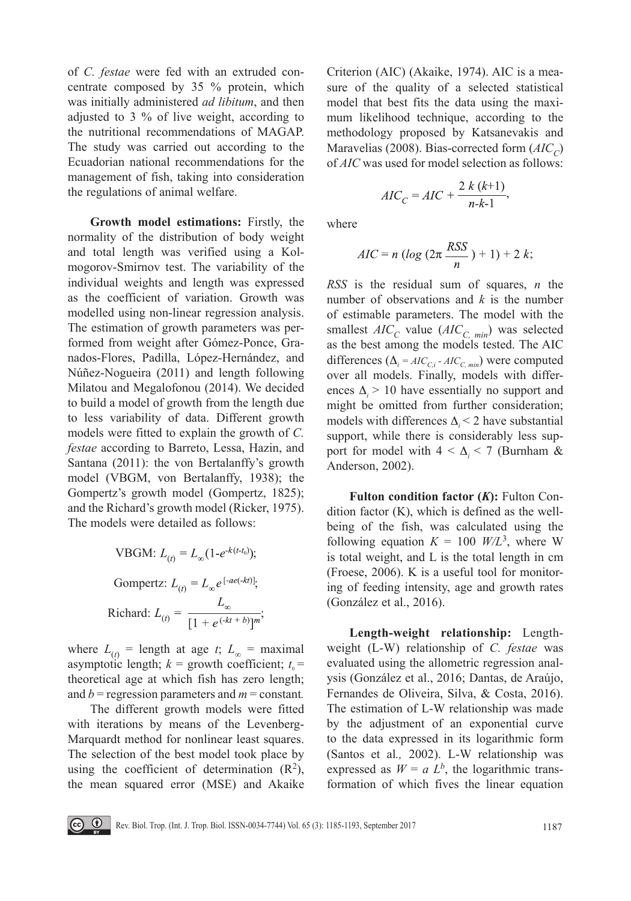of *C. festae* were fed with an extruded concentrate composed by 35 % protein, which was initially administered *ad libitum*, and then adjusted to 3 % of live weight, according to the nutritional recommendations of MAGAP. The study was carried out according to the Ecuadorian national recommendations for the management of fish, taking into consideration the regulations of animal welfare.

**Growth model estimations:** Firstly, the normality of the distribution of body weight and total length was verified using a Kolmogorov-Smirnov test. The variability of the individual weights and length was expressed as the coefficient of variation. Growth was modelled using non-linear regression analysis. The estimation of growth parameters was performed from weight after Gómez-Ponce, Granados-Flores, Padilla, López-Hernández, and Núñez-Nogueira (2011) and length following Milatou and Megalofonou (2014). We decided to build a model of growth from the length due to less variability of data. Different growth models were fitted to explain the growth of *C. festae* according to Barreto, Lessa, Hazin, and Santana (2011): the von Bertalanffy's growth model (VBGM, von Bertalanffy, 1938); the Gompertz's growth model (Gompertz, 1825); and the Richard's growth model (Ricker, 1975). The models were detailed as follows:

$$\text{VBGM: } L_{(t)} = L_{\infty}(1\text{-}e^{-k(t-t_0)});$$

$$\text{Gompertz: } L_{(t)} = L_{\infty} e^{[-ae(-kt)]};$$

$$\text{Richard: } L_{(t)} = \frac{L_{\infty}}{[1 + e^{(-kt + b)}]^m};$$

where $L_{(t)}$ = length at age $t$; $L_{\infty}$ = maximal asymptotic length; $k$ = growth coefficient; $t_0$ = theoretical age at which fish has zero length; and $b$ = regression parameters and $m$ = constant.

The different growth models were fitted with iterations by means of the Levenberg-Marquardt method for nonlinear least squares. The selection of the best model took place by using the coefficient of determination ($R^2$), the mean squared error (MSE) and Akaike Criterion (AIC) (Akaike, 1974). AIC is a measure of the quality of a selected statistical model that best fits the data using the maximum likelihood technique, according to the methodology proposed by Katsanevakis and Maravelias (2008). Bias-corrected form ($AIC_C$) of *AIC* was used for model selection as follows:

$$AIC_C = AIC + \frac{2\,k\,(k+1)}{n\text{-}k\text{-}1},$$

where

$$AIC = n\,(log\,(2\pi\,\frac{RSS}{n}) + 1) + 2\,k;$$

*RSS* is the residual sum of squares, *n* the number of observations and *k* is the number of estimable parameters. The model with the smallest $AIC_C$ value ($AIC_{C,\,min}$) was selected as the best among the models tested. The AIC differences ($\Delta_i = AIC_{C,i} - AIC_{C,\,min}$) were computed over all models. Finally, models with differences $\Delta_i > 10$ have essentially no support and might be omitted from further consideration; models with differences $\Delta_i < 2$ have substantial support, while there is considerably less support for model with $4 < \Delta_i < 7$ (Burnham & Anderson, 2002).

**Fulton condition factor (*K*):** Fulton Condition factor (K), which is defined as the well-being of the fish, was calculated using the following equation $K = 100\ W/L^3$, where W is total weight, and L is the total length in cm (Froese, 2006). K is a useful tool for monitoring of feeding intensity, age and growth rates (González et al., 2016).

**Length-weight relationship:** Length-weight (L-W) relationship of *C. festae* was evaluated using the allometric regression analysis (González et al., 2016; Dantas, de Araújo, Fernandes de Oliveira, Silva, & Costa, 2016). The estimation of L-W relationship was made by the adjustment of an exponential curve to the data expressed in its logarithmic form (Santos et al*.,* 2002). L-W relationship was expressed as $W = a\ L^b$, the logarithmic transformation of which fives the linear equation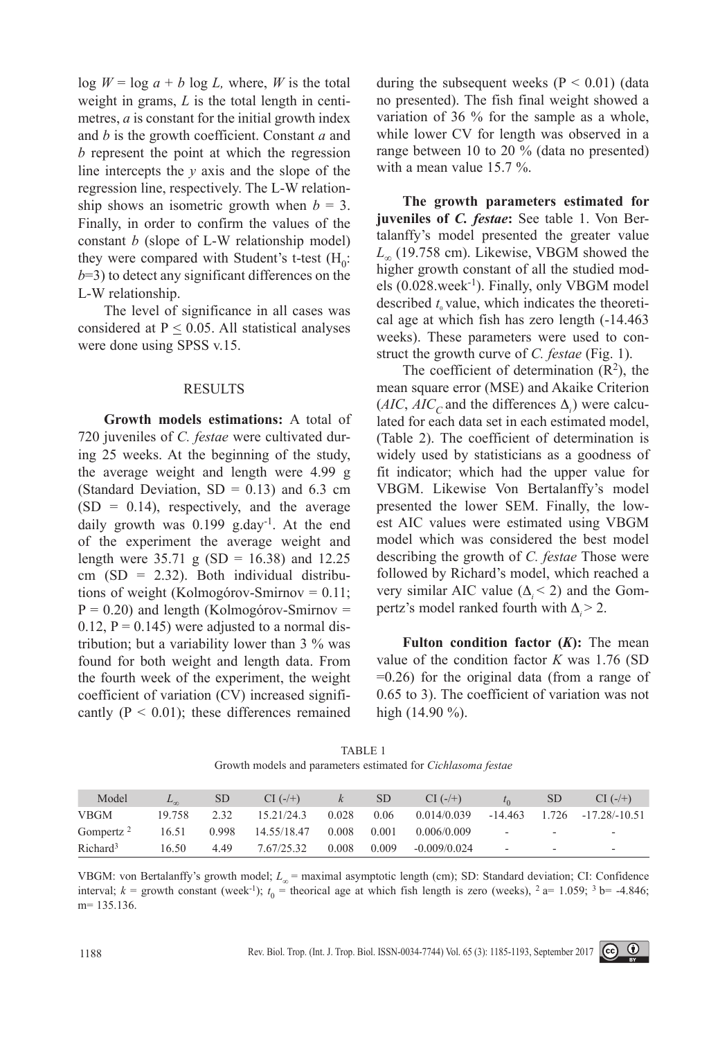$\log W = \log a + b \log L$, where, $W$ is the total weight in grams, $L$ is the total length in centimetres, $a$ is constant for the initial growth index and $b$ is the growth coefficient. Constant $a$ and $b$ represent the point at which the regression line intercepts the $y$ axis and the slope of the regression line, respectively. The L-W relationship shows an isometric growth when $b = 3$. Finally, in order to confirm the values of the constant $b$ (slope of L-W relationship model) they were compared with Student's t-test ($H_0$: $b$=3) to detect any significant differences on the L-W relationship.

The level of significance in all cases was considered at $P \leq 0.05$. All statistical analyses were done using SPSS v.15.

## RESULTS

**Growth models estimations:** A total of 720 juveniles of *C. festae* were cultivated during 25 weeks. At the beginning of the study, the average weight and length were 4.99 g (Standard Deviation, SD = 0.13) and 6.3 cm (SD = 0.14), respectively, and the average daily growth was 0.199 $g.day^{-1}$. At the end of the experiment the average weight and length were 35.71 g (SD = 16.38) and 12.25 cm (SD = 2.32). Both individual distributions of weight (Kolmogórov-Smirnov = 0.11; P = 0.20) and length (Kolmogórov-Smirnov = 0.12, P = 0.145) were adjusted to a normal distribution; but a variability lower than 3 % was found for both weight and length data. From the fourth week of the experiment, the weight coefficient of variation (CV) increased significantly ($P < 0.01$); these differences remained during the subsequent weeks ($P < 0.01$) (data no presented). The fish final weight showed a variation of 36 % for the sample as a whole, while lower CV for length was observed in a range between 10 to 20 % (data no presented) with a mean value 15.7 %.

**The growth parameters estimated for juveniles of *C. festae*:** See table 1. Von Bertalanffy's model presented the greater value $L_\infty$ (19.758 cm). Likewise, VBGM showed the higher growth constant of all the studied models (0.028.$week^{-1}$). Finally, only VBGM model described $t_o$ value, which indicates the theoretical age at which fish has zero length (-14.463 weeks). These parameters were used to construct the growth curve of *C. festae* (Fig. 1).

The coefficient of determination ($R^2$), the mean square error (MSE) and Akaike Criterion ($AIC$, $AIC_C$ and the differences $\Delta_i$) were calculated for each data set in each estimated model, (Table 2). The coefficient of determination is widely used by statisticians as a goodness of fit indicator; which had the upper value for VBGM. Likewise Von Bertalanffy's model presented the lower SEM. Finally, the lowest AIC values were estimated using VBGM model which was considered the best model describing the growth of *C. festae* Those were followed by Richard's model, which reached a very similar AIC value ($\Delta_i < 2$) and the Gompertz's model ranked fourth with $\Delta_i > 2$.

**Fulton condition factor (*K*):** The mean value of the condition factor *K* was 1.76 (SD =0.26) for the original data (from a range of 0.65 to 3). The coefficient of variation was not high (14.90 %).

TABLE 1
Growth models and parameters estimated for *Cichlasoma festae*

| Model | $L_\infty$ | SD | CI (-/+) | $k$ | SD | CI (-/+) | $t_0$ | SD | CI (-/+) |
|---|---|---|---|---|---|---|---|---|---|
| VBGM | 19.758 | 2.32 | 15.21/24.3 | 0.028 | 0.06 | 0.014/0.039 | -14.463 | 1.726 | -17.28/-10.51 |
| Gompertz [2] | 16.51 | 0.998 | 14.55/18.47 | 0.008 | 0.001 | 0.006/0.009 | - | - | - |
| Richard[3] | 16.50 | 4.49 | 7.67/25.32 | 0.008 | 0.009 | -0.009/0.024 | - | - | - |

VBGM: von Bertalanffy's growth model; $L_\infty$ = maximal asymptotic length (cm); SD: Standard deviation; CI: Confidence interval; $k$ = growth constant ($week^{-1}$); $t_0$ = theorical age at which fish length is zero (weeks), [2] a= 1.059; [3] b= -4.846; m= 135.136.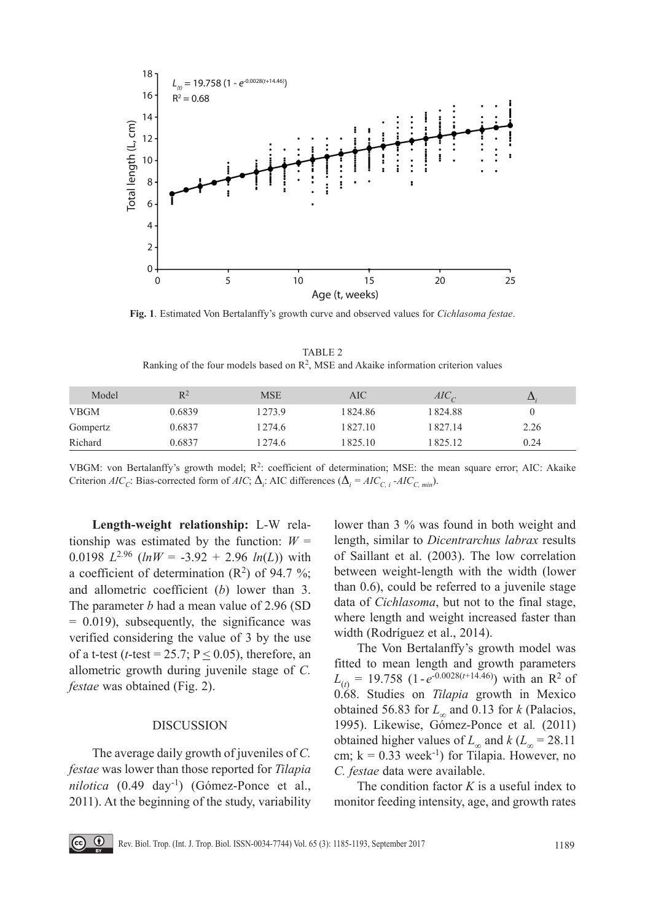**Fig. 1**. Estimated Von Bertalanffy's growth curve and observed values for *Cichlasoma festae*.

TABLE 2
Ranking of the four models based on $R^2$, MSE and Akaike information criterion values

| Model | $R^2$ | MSE | AIC | $AIC_C$ | $\Delta_i$ |
|---|---|---|---|---|---|
| VBGM | 0.6839 | 1273.9 | 1824.86 | 1824.88 | 0 |
| Gompertz | 0.6837 | 1274.6 | 1827.10 | 1827.14 | 2.26 |
| Richard | 0.6837 | 1274.6 | 1825.10 | 1825.12 | 0.24 |

VBGM: von Bertalanffy's growth model; $R^2$: coefficient of determination; MSE: the mean square error; AIC: Akaike Criterion $AIC_C$: Bias-corrected form of $AIC$; $\Delta_i$: AIC differences ($\Delta_i = AIC_{C,\,i} - AIC_{C,\,min}$).

**Length-weight relationship:** L-W relationship was estimated by the function: $W = 0.0198\ L^{2.96}$ ($lnW = -3.92 + 2.96\ ln(L)$) with a coefficient of determination ($R^2$) of 94.7 %; and allometric coefficient ($b$) lower than 3. The parameter $b$ had a mean value of 2.96 (SD = 0.019), subsequently, the significance was verified considering the value of 3 by the use of a t-test ($t$-test = 25.7; $P \leq 0.05$), therefore, an allometric growth during juvenile stage of *C. festae* was obtained (Fig. 2).

## DISCUSSION

The average daily growth of juveniles of *C. festae* was lower than those reported for *Tilapia nilotica* (0.49 $day^{-1}$) (Gómez-Ponce et al., 2011). At the beginning of the study, variability lower than 3 % was found in both weight and length, similar to *Dicentrarchus labrax* results of Saillant et al. (2003). The low correlation between weight-length with the width (lower than 0.6), could be referred to a juvenile stage data of *Cichlasoma*, but not to the final stage, where length and weight increased faster than width (Rodríguez et al., 2014).

The Von Bertalanffy's growth model was fitted to mean length and growth parameters $L_{(t)} = 19.758\ (1 - e^{-0.0028(t+14.46)})$ with an $R^2$ of 0.68. Studies on *Tilapia* growth in Mexico obtained 56.83 for $L_\infty$ and 0.13 for $k$ (Palacios, 1995). Likewise, Gómez-Ponce et al. (2011) obtained higher values of $L_\infty$ and $k$ ($L_\infty$ = 28.11 cm; k = 0.33 $week^{-1}$) for Tilapia. However, no *C. festae* data were available.

The condition factor $K$ is a useful index to monitor feeding intensity, age, and growth rates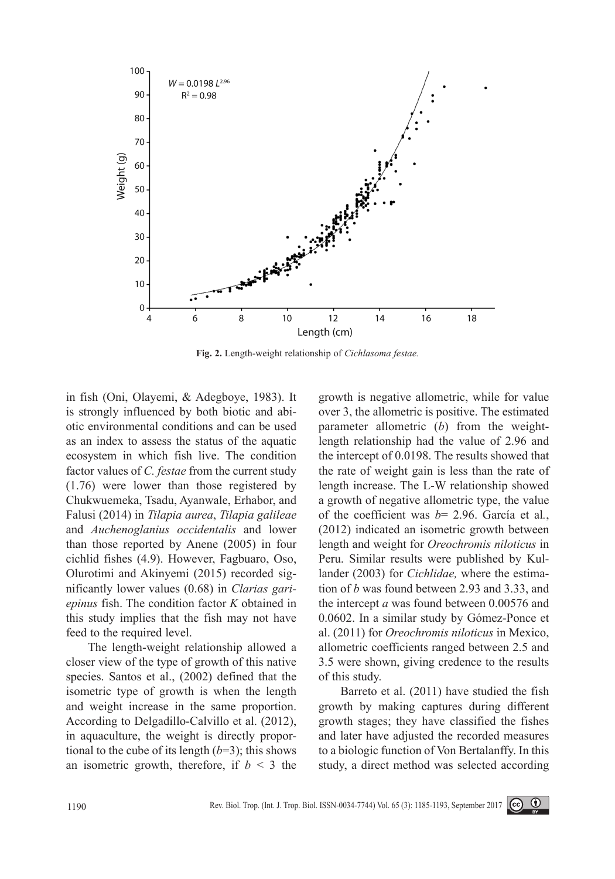**Fig. 2.** Length-weight relationship of *Cichlasoma festae.*

in fish (Oni, Olayemi, & Adegboye, 1983). It is strongly influenced by both biotic and abiotic environmental conditions and can be used as an index to assess the status of the aquatic ecosystem in which fish live. The condition factor values of *C. festae* from the current study (1.76) were lower than those registered by Chukwuemeka, Tsadu, Ayanwale, Erhabor, and Falusi (2014) in *Tilapia aurea*, *Tilapia galileae* and *Auchenoglanius occidentalis* and lower than those reported by Anene (2005) in four cichlid fishes (4.9). However, Fagbuaro, Oso, Olurotimi and Akinyemi (2015) recorded significantly lower values (0.68) in *Clarias gariepinus* fish. The condition factor *K* obtained in this study implies that the fish may not have feed to the required level.

The length-weight relationship allowed a closer view of the type of growth of this native species. Santos et al., (2002) defined that the isometric type of growth is when the length and weight increase in the same proportion. According to Delgadillo-Calvillo et al. (2012), in aquaculture, the weight is directly proportional to the cube of its length ($b$=3); this shows an isometric growth, therefore, if $b < 3$ the growth is negative allometric, while for value over 3, the allometric is positive. The estimated parameter allometric ($b$) from the weight-length relationship had the value of 2.96 and the intercept of 0.0198. The results showed that the rate of weight gain is less than the rate of length increase. The L-W relationship showed a growth of negative allometric type, the value of the coefficient was $b$= 2.96. García et al., (2012) indicated an isometric growth between length and weight for *Oreochromis niloticus* in Peru. Similar results were published by Kullander (2003) for *Cichlidae,* where the estimation of $b$ was found between 2.93 and 3.33, and the intercept $a$ was found between 0.00576 and 0.0602. In a similar study by Gómez-Ponce et al. (2011) for *Oreochromis niloticus* in Mexico, allometric coefficients ranged between 2.5 and 3.5 were shown, giving credence to the results of this study.

Barreto et al. (2011) have studied the fish growth by making captures during different growth stages; they have classified the fishes and later have adjusted the recorded measures to a biologic function of Von Bertalanffy. In this study, a direct method was selected according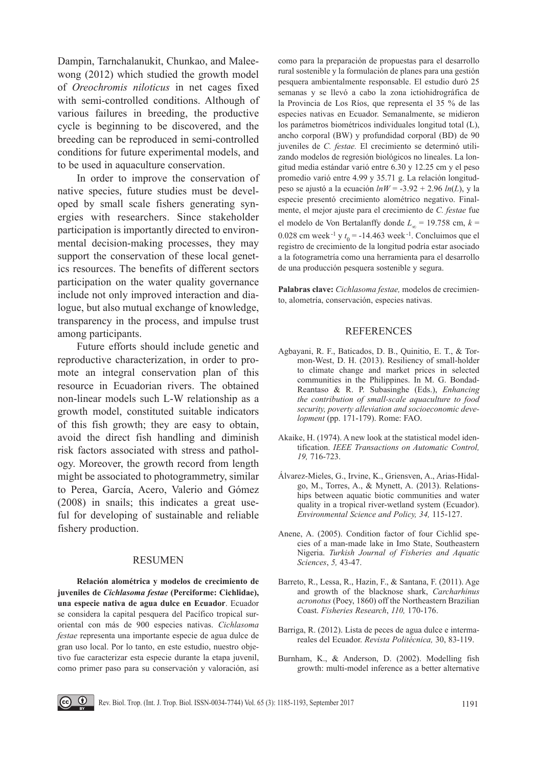Dampin, Tarnchalanukit, Chunkao, and Maleewong (2012) which studied the growth model of *Oreochromis niloticus* in net cages fixed with semi-controlled conditions. Although of various failures in breeding, the productive cycle is beginning to be discovered, and the breeding can be reproduced in semi-controlled conditions for future experimental models, and to be used in aquaculture conservation.

In order to improve the conservation of native species, future studies must be developed by small scale fishers generating synergies with researchers. Since stakeholder participation is importantly directed to environmental decision-making processes, they may support the conservation of these local genetics resources. The benefits of different sectors participation on the water quality governance include not only improved interaction and dialogue, but also mutual exchange of knowledge, transparency in the process, and impulse trust among participants.

Future efforts should include genetic and reproductive characterization, in order to promote an integral conservation plan of this resource in Ecuadorian rivers. The obtained non-linear models such L-W relationship as a growth model, constituted suitable indicators of this fish growth; they are easy to obtain, avoid the direct fish handling and diminish risk factors associated with stress and pathology. Moreover, the growth record from length might be associated to photogrammetry, similar to Perea, García, Acero, Valerio and Gómez (2008) in snails; this indicates a great useful for developing of sustainable and reliable fishery production.

## RESUMEN

**Relación alométrica y modelos de crecimiento de juveniles de *Cichlasoma festae* (Perciforme: Cichlidae), una especie nativa de agua dulce en Ecuador**. Ecuador se considera la capital pesquera del Pacífico tropical suroriental con más de 900 especies nativas. *Cichlasoma festae* representa una importante especie de agua dulce de gran uso local. Por lo tanto, en este estudio, nuestro objetivo fue caracterizar esta especie durante la etapa juvenil, como primer paso para su conservación y valoración, así como para la preparación de propuestas para el desarrollo rural sostenible y la formulación de planes para una gestión pesquera ambientalmente responsable. El estudio duró 25 semanas y se llevó a cabo la zona ictiohidrográfica de la Provincia de Los Ríos, que representa el 35 % de las especies nativas en Ecuador. Semanalmente, se midieron los parámetros biométricos individuales longitud total (L), ancho corporal (BW) y profundidad corporal (BD) de 90 juveniles de *C. festae.* El crecimiento se determinó utilizando modelos de regresión biológicos no lineales. La longitud media estándar varió entre 6.30 y 12.25 cm y el peso promedio varió entre 4.99 y 35.71 g. La relación longitud-peso se ajustó a la ecuación $lnW = -3.92 + 2.96\ ln(L)$, y la especie presentó crecimiento alométrico negativo. Finalmente, el mejor ajuste para el crecimiento de *C. festae* fue el modelo de Von Bertalanffy donde $L_{\infty} = 19.758$ cm, $k = 0.028$ cm week$^{-1}$ y $t_0 = -14.463$ week$^{-1}$. Concluimos que el registro de crecimiento de la longitud podría estar asociado a la fotogrametría como una herramienta para el desarrollo de una producción pesquera sostenible y segura.

**Palabras clave:** *Cichlasoma festae,* modelos de crecimiento, alometría, conservación, especies nativas.

## REFERENCES

Agbayani, R. F., Baticados, D. B., Quinitio, E. T., & Tormon-West, D. H. (2013). Resiliency of small-holder to climate change and market prices in selected communities in the Philippines. In M. G. Bondad-Reantaso & R. P. Subasinghe (Eds.), *Enhancing the contribution of small-scale aquaculture to food security, poverty alleviation and socioeconomic development* (pp. 171-179). Rome: FAO.

Akaike, H. (1974). A new look at the statistical model identification. *IEEE Transactions on Automatic Control, 19,* 716-723.

Álvarez-Mieles, G., Irvine, K., Griensven, A., Arias-Hidalgo, M., Torres, A., & Mynett, A. (2013). Relationships between aquatic biotic communities and water quality in a tropical river-wetland system (Ecuador). *Environmental Science and Policy, 34,* 115-127.

Anene, A. (2005). Condition factor of four Cichlid species of a man-made lake in Imo State, Southeastern Nigeria. *Turkish Journal of Fisheries and Aquatic Sciences*, *5,* 43-47.

Barreto, R., Lessa, R., Hazin, F., & Santana, F. (2011). Age and growth of the blacknose shark, *Carcharhinus acronotus* (Poey, 1860) off the Northeastern Brazilian Coast. *Fisheries Research*, *110,* 170-176.

Barriga, R. (2012). Lista de peces de agua dulce e intermareales del Ecuador. *Revista Politécnica,* 30, 83-119.

Burnham, K., & Anderson, D. (2002). Modelling fish growth: multi-model inference as a better alternative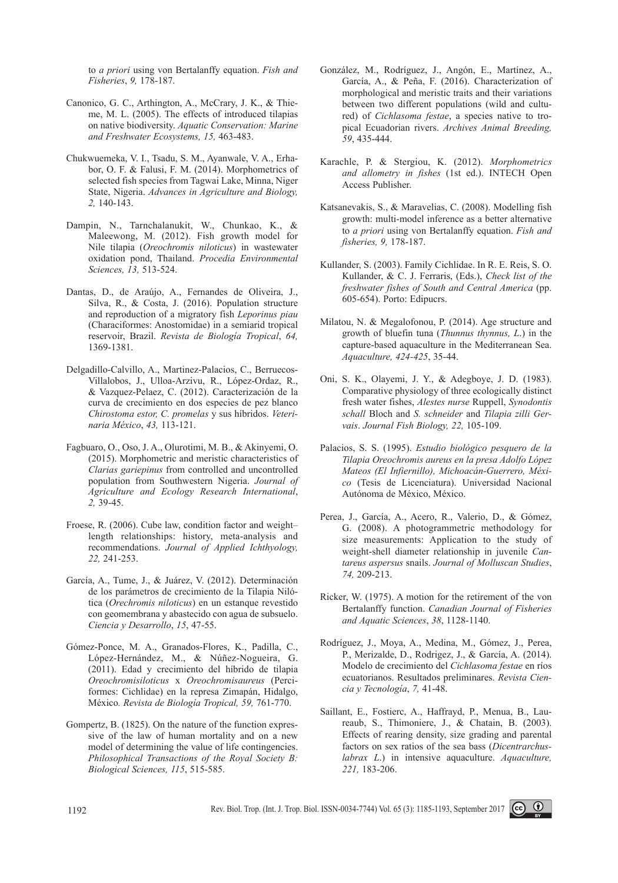to *a priori* using von Bertalanffy equation. *Fish and Fisheries*, *9,* 178-187.

Canonico, G. C., Arthington, A., McCrary, J. K., & Thieme, M. L. (2005). The effects of introduced tilapias on native biodiversity. *Aquatic Conservation: Marine and Freshwater Ecosystems, 15,* 463-483.

Chukwuemeka, V. I., Tsadu, S. M., Ayanwale, V. A., Erhabor, O. F. & Falusi, F. M. (2014). Morphometrics of selected fish species from Tagwai Lake, Minna, Niger State, Nigeria. *Advances in Agriculture and Biology, 2,* 140-143.

Dampin, N., Tarnchalanukit, W., Chunkao, K., & Maleewong, M. (2012). Fish growth model for Nile tilapia (*Oreochromis niloticus*) in wastewater oxidation pond, Thailand. *Procedia Environmental Sciences, 13,* 513-524.

Dantas, D., de Araújo, A., Fernandes de Oliveira, J., Silva, R., & Costa, J. (2016). Population structure and reproduction of a migratory fish *Leporinus piau* (Characiformes: Anostomidae) in a semiarid tropical reservoir, Brazil. *Revista de Biología Tropical*, *64,* 1369-1381.

Delgadillo-Calvillo, A., Martinez-Palacios, C., Berruecos-Villalobos, J., Ulloa-Arzivu, R., López-Ordaz, R., & Vazquez-Pelaez, C. (2012). Caracterización de la curva de crecimiento en dos especies de pez blanco *Chirostoma estor, C. promelas* y sus híbridos. *Veterinaria México*, *43,* 113-121.

Fagbuaro, O., Oso, J. A., Olurotimi, M. B., & Akinyemi, O. (2015). Morphometric and meristic characteristics of *Clarias gariepinus* from controlled and uncontrolled population from Southwestern Nigeria. *Journal of Agriculture and Ecology Research International*, *2,* 39-45.

Froese, R. (2006). Cube law, condition factor and weight–length relationships: history, meta-analysis and recommendations. *Journal of Applied Ichthyology, 22,* 241-253.

García, A., Tume, J., & Juárez, V. (2012). Determinación de los parámetros de crecimiento de la Tilapia Nilótica (*Orechromis niloticus*) en un estanque revestido con geomembrana y abastecido con agua de subsuelo. *Ciencia y Desarrollo*, *15*, 47-55.

Gómez-Ponce, M. A., Granados-Flores, K., Padilla, C., López-Hernández, M., & Núñez-Nogueira, G. (2011). Edad y crecimiento del híbrido de tilapia *Oreochromisiloticus* x *Oreochromisaureus* (Perciformes: Cichlidae) en la represa Zimapán, Hidalgo, México*. Revista de Biología Tropical, 59,* 761-770.

Gompertz, B. (1825). On the nature of the function expressive of the law of human mortality and on a new model of determining the value of life contingencies. *Philosophical Transactions of the Royal Society B: Biological Sciences, 115*, 515-585.

González, M., Rodríguez, J., Angón, E., Martínez, A., García, A., & Peña, F. (2016). Characterization of morphological and meristic traits and their variations between two different populations (wild and cultured) of *Cichlasoma festae*, a species native to tropical Ecuadorian rivers. *Archives Animal Breeding, 59*, 435-444.

Karachle, P. & Stergiou, K. (2012). *Morphometrics and allometry in fishes* (1st ed.). INTECH Open Access Publisher.

Katsanevakis, S., & Maravelias, C. (2008). Modelling fish growth: multi-model inference as a better alternative to *a priori* using von Bertalanffy equation. *Fish and fisheries, 9,* 178-187.

Kullander, S. (2003). Family Cichlidae. In R. E. Reis, S. O. Kullander, & C. J. Ferraris, (Eds.), *Check list of the freshwater fishes of South and Central America* (pp. 605-654). Porto: Edipucrs.

Milatou, N. & Megalofonou, P. (2014). Age structure and growth of bluefin tuna (*Thunnus thynnus, L.*) in the capture-based aquaculture in the Mediterranean Sea. *Aquaculture, 424-425*, 35-44.

Oni, S. K., Olayemi, J. Y., & Adegboye, J. D. (1983). Comparative physiology of three ecologically distinct fresh water fishes, *Alestes nurse* Ruppell, *Synodontis schall* Bloch and *S. schneider* and *Tilapia zilli Gervais*. *Journal Fish Biology, 22,* 105-109.

Palacios, S. S. (1995). *Estudio biológico pesquero de la Tilapia Oreochromis aureus en la presa Adolfo López Mateos (El Infiernillo), Michoacán-Guerrero, México* (Tesis de Licenciatura). Universidad Nacional Autónoma de México, México.

Perea, J., García, A., Acero, R., Valerio, D., & Gómez, G. (2008). A photogrammetric methodology for size measurements: Application to the study of weight-shell diameter relationship in juvenile *Cantareus aspersus* snails. *Journal of Molluscan Studies*, *74,* 209-213.

Ricker, W. (1975). A motion for the retirement of the von Bertalanffy function. *Canadian Journal of Fisheries and Aquatic Sciences*, *38*, 1128-1140.

Rodríguez, J., Moya, A., Medina, M., Gómez, J., Perea, P., Merizalde, D., Rodrigez, J., & García, A. (2014). Modelo de crecimiento del *Cichlasoma festae* en ríos ecuatorianos. Resultados preliminares. *Revista Ciencia y Tecnología*, *7,* 41-48.

Saillant, E., Fostierc, A., Haffrayd, P., Menua, B., Laureaub, S., Thimoniere, J., & Chatain, B. (2003). Effects of rearing density, size grading and parental factors on sex ratios of the sea bass (*Dicentrarchus-labrax L*.) in intensive aquaculture. *Aquaculture, 221,* 183-206.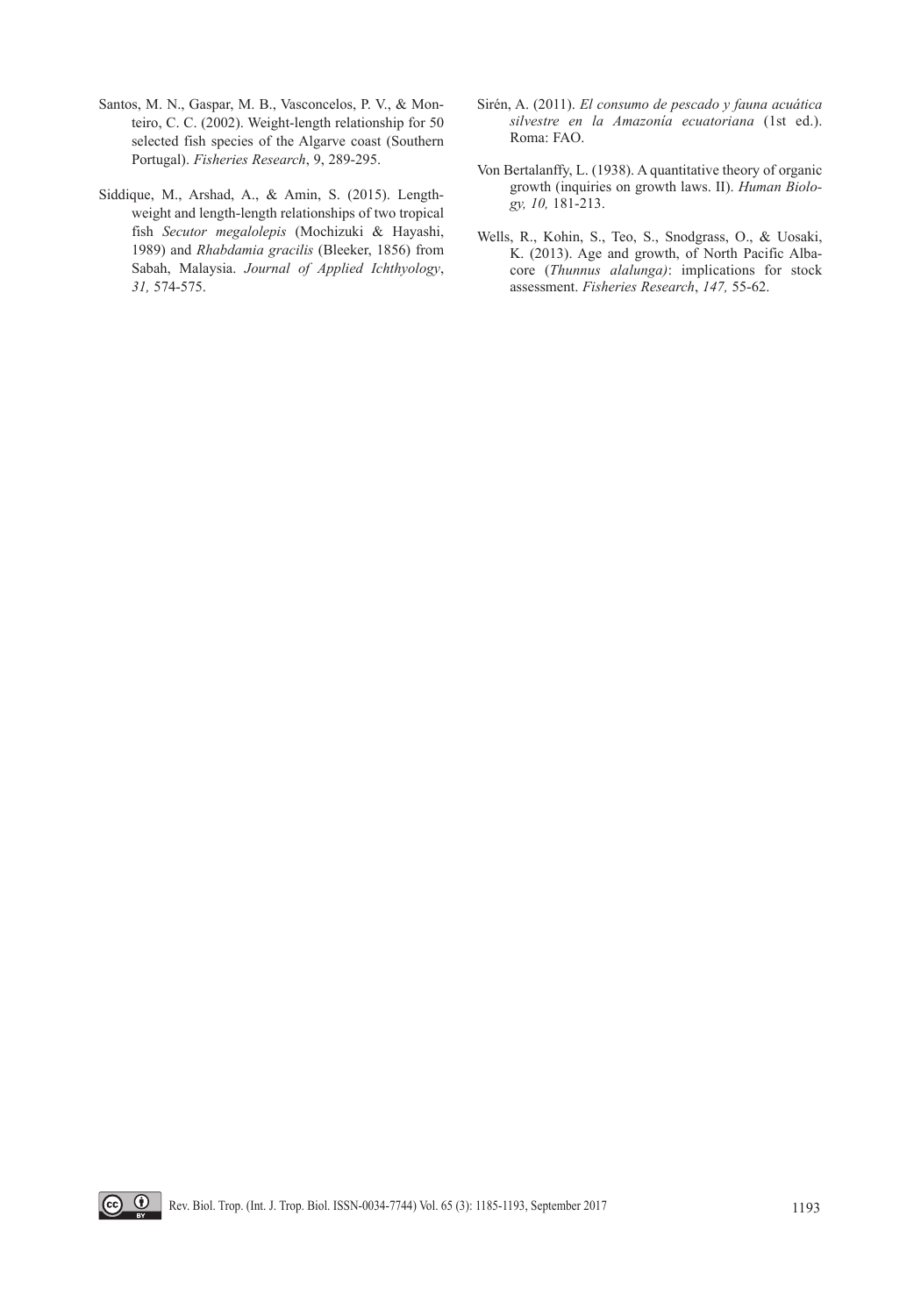Santos, M. N., Gaspar, M. B., Vasconcelos, P. V., & Monteiro, C. C. (2002). Weight-length relationship for 50 selected fish species of the Algarve coast (Southern Portugal). *Fisheries Research*, 9, 289-295.

Siddique, M., Arshad, A., & Amin, S. (2015). Length-weight and length-length relationships of two tropical fish *Secutor megalolepis* (Mochizuki & Hayashi, 1989) and *Rhabdamia gracilis* (Bleeker, 1856) from Sabah, Malaysia. *Journal of Applied Ichthyology*, *31,* 574-575.

Sirén, A. (2011). *El consumo de pescado y fauna acuática silvestre en la Amazonía ecuatoriana* (1st ed.). Roma: FAO.

Von Bertalanffy, L. (1938). A quantitative theory of organic growth (inquiries on growth laws. II). *Human Biology, 10,* 181-213.

Wells, R., Kohin, S., Teo, S., Snodgrass, O., & Uosaki, K. (2013). Age and growth, of North Pacific Albacore (*Thunnus alalunga)*: implications for stock assessment. *Fisheries Research*, *147,* 55-62.